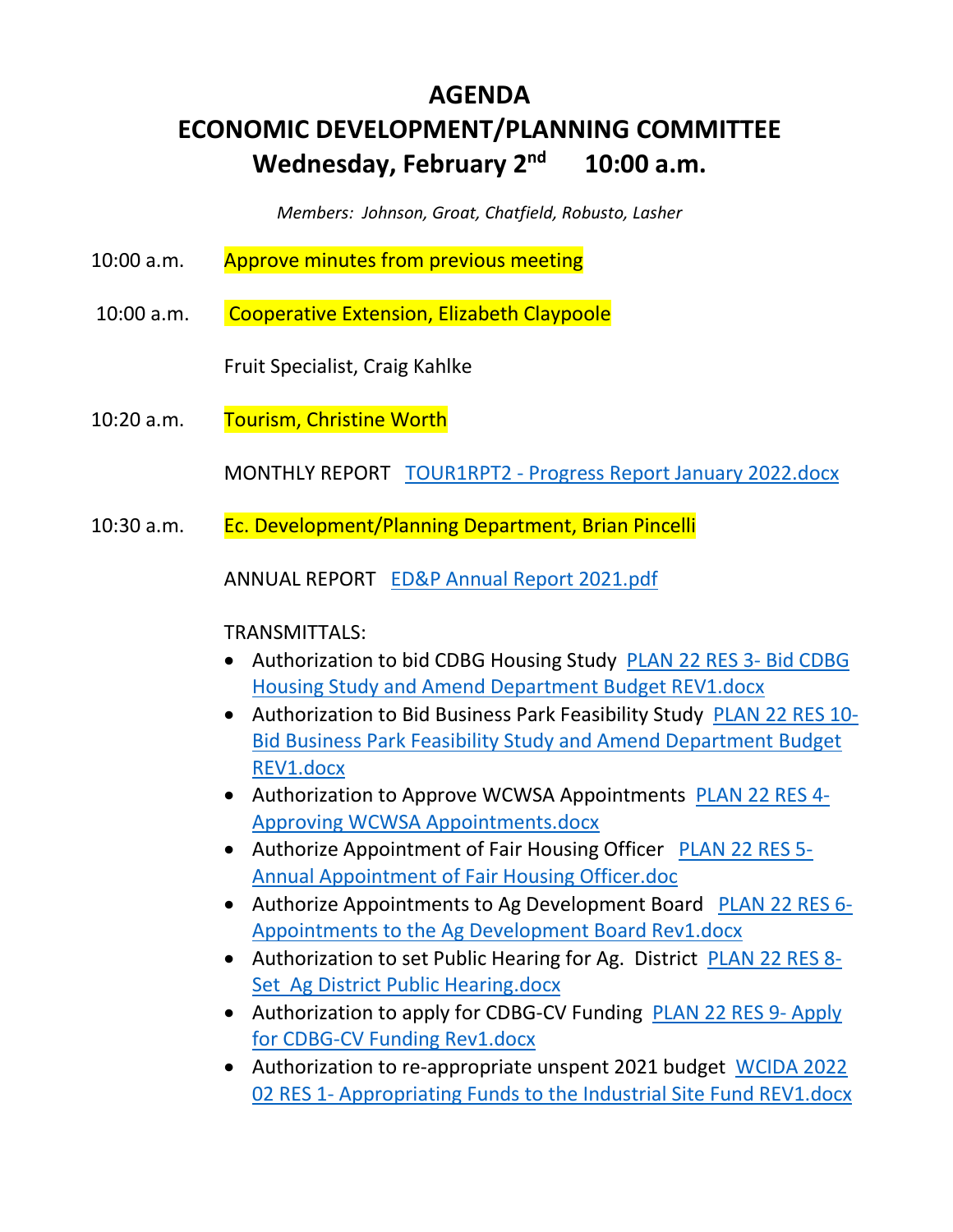# AGENDA

# ECONOMIC DEVELOPMENT/PLANNING COMMITTEE

# Wednesday, February 2nd 10:00 a.m.

*Members: Johnson, Groat, Chatfield, Robusto, Lasher*

10:00 a.m. Approve minutes from previous meeting

10:00 a.m. Cooperative Extension, Elizabeth Claypoole

Fruit Specialist, Craig Kahlke

10:20 a.m. Tourism, Christine Worth

MONTHLY REPORT [TOUR1RPT2 - Progress Report January 2022.docx]

10:30 a.m. Ec. Development/Planning Department, Brian Pincelli

ANNUAL REPORT [ED&P Annual Report 2021.pdf]

TRANSMITTALS:

- Authorization to bid CDBG Housing Study [PLAN 22 RES 3- Bid CDBG Housing Study and Amend Department Budget REV1.docx]
- Authorization to Bid Business Park Feasibility Study [PLAN 22 RES 10- Bid Business Park Feasibility Study and Amend Department Budget REV1.docx]
- Authorization to Approve WCWSA Appointments [PLAN 22 RES 4- Approving WCWSA Appointments.docx]
- Authorize Appointment of Fair Housing Officer [PLAN 22 RES 5- Annual Appointment of Fair Housing Officer.doc]
- Authorize Appointments to Ag Development Board [PLAN 22 RES 6- Appointments to the Ag Development Board Rev1.docx]
- Authorization to set Public Hearing for Ag. District [PLAN 22 RES 8- Set Ag District Public Hearing.docx]
- Authorization to apply for CDBG-CV Funding [PLAN 22 RES 9- Apply for CDBG-CV Funding Rev1.docx]
- Authorization to re-appropriate unspent 2021 budget [WCIDA 2022 02 RES 1- Appropriating Funds to the Industrial Site Fund REV1.docx]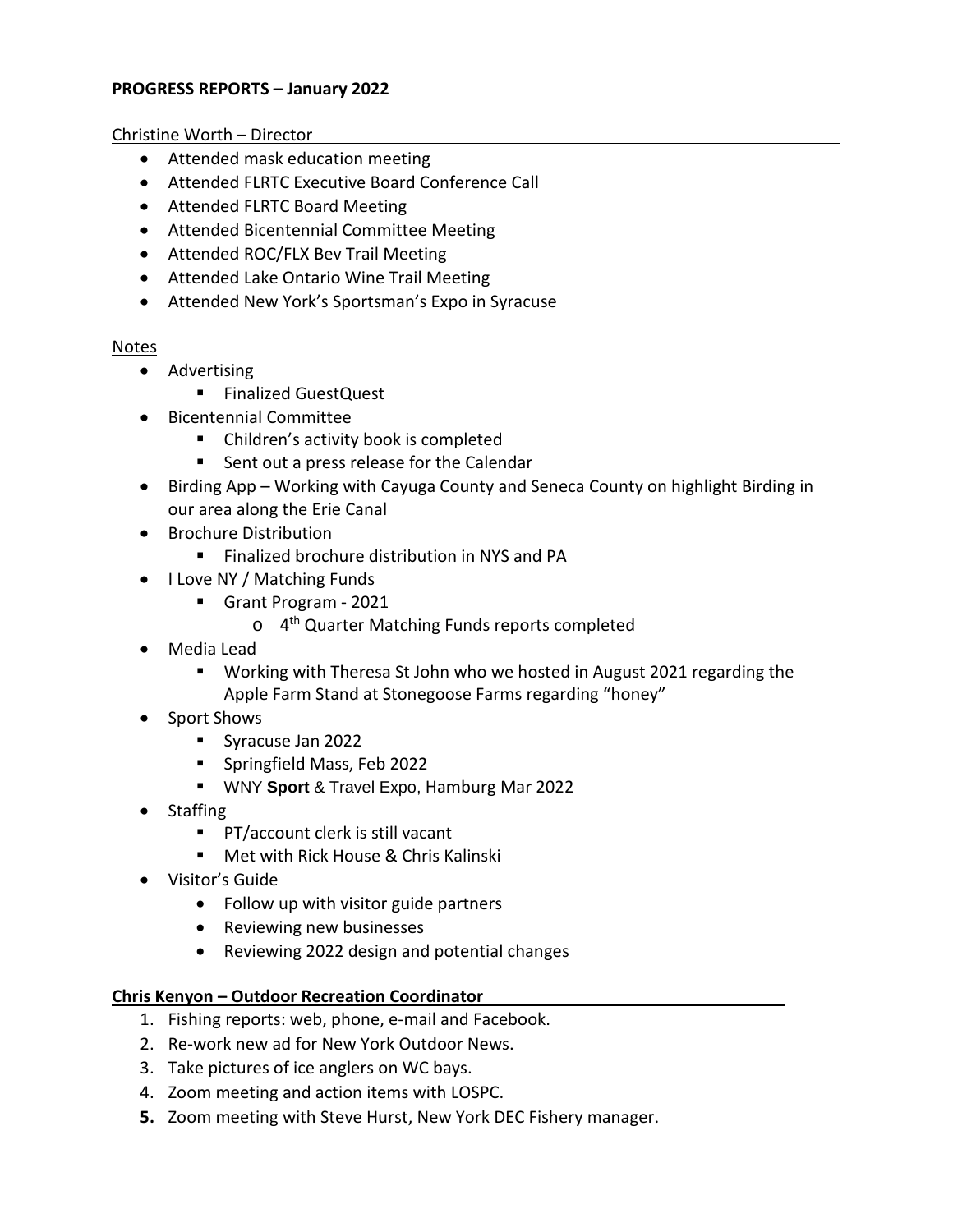**PROGRESS REPORTS – January 2022**

Christine Worth – Director

- Attended mask education meeting
- Attended FLRTC Executive Board Conference Call
- Attended FLRTC Board Meeting
- Attended Bicentennial Committee Meeting
- Attended ROC/FLX Bev Trail Meeting
- Attended Lake Ontario Wine Trail Meeting
- Attended New York's Sportsman's Expo in Syracuse

Notes

- Advertising
  - Finalized GuestQuest
- Bicentennial Committee
  - Children's activity book is completed
  - Sent out a press release for the Calendar
- Birding App – Working with Cayuga County and Seneca County on highlight Birding in our area along the Erie Canal
- Brochure Distribution
  - Finalized brochure distribution in NYS and PA
- I Love NY / Matching Funds
  - Grant Program - 2021
    - 4th Quarter Matching Funds reports completed
- Media Lead
  - Working with Theresa St John who we hosted in August 2021 regarding the Apple Farm Stand at Stonegoose Farms regarding "honey"
- Sport Shows
  - Syracuse Jan 2022
  - Springfield Mass, Feb 2022
  - WNY **Sport** & Travel Expo, Hamburg Mar 2022
- Staffing
  - PT/account clerk is still vacant
  - Met with Rick House & Chris Kalinski
- Visitor's Guide
  - Follow up with visitor guide partners
  - Reviewing new businesses
  - Reviewing 2022 design and potential changes

**Chris Kenyon – Outdoor Recreation Coordinator**

1. Fishing reports: web, phone, e-mail and Facebook.
2. Re-work new ad for New York Outdoor News.
3. Take pictures of ice anglers on WC bays.
4. Zoom meeting and action items with LOSPC.
5. Zoom meeting with Steve Hurst, New York DEC Fishery manager.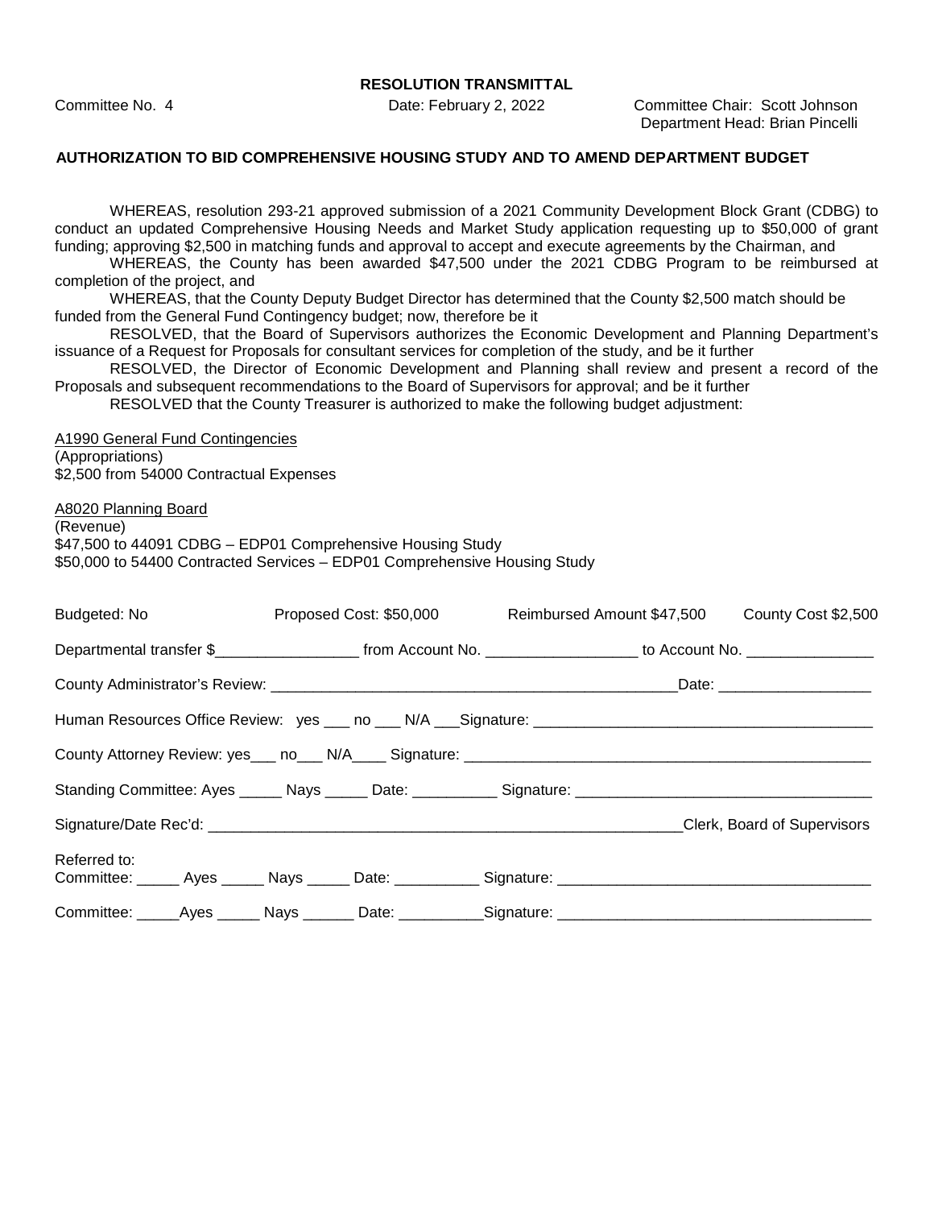**RESOLUTION TRANSMITTAL**

Committee No. 4 | Date: February 2, 2022 | Committee Chair: Scott Johnson
Department Head: Brian Pincelli

**AUTHORIZATION TO BID COMPREHENSIVE HOUSING STUDY AND TO AMEND DEPARTMENT BUDGET**

WHEREAS, resolution 293-21 approved submission of a 2021 Community Development Block Grant (CDBG) to conduct an updated Comprehensive Housing Needs and Market Study application requesting up to $50,000 of grant funding; approving $2,500 in matching funds and approval to accept and execute agreements by the Chairman, and

WHEREAS, the County has been awarded $47,500 under the 2021 CDBG Program to be reimbursed at completion of the project, and

WHEREAS, that the County Deputy Budget Director has determined that the County $2,500 match should be funded from the General Fund Contingency budget; now, therefore be it

RESOLVED, that the Board of Supervisors authorizes the Economic Development and Planning Department's issuance of a Request for Proposals for consultant services for completion of the study, and be it further

RESOLVED, the Director of Economic Development and Planning shall review and present a record of the Proposals and subsequent recommendations to the Board of Supervisors for approval; and be it further

RESOLVED that the County Treasurer is authorized to make the following budget adjustment:

<u>A1990 General Fund Contingencies</u>
(Appropriations)
$2,500 from 54000 Contractual Expenses

<u>A8020 Planning Board</u>
(Revenue)
$47,500 to 44091 CDBG – EDP01 Comprehensive Housing Study
$50,000 to 54400 Contracted Services – EDP01 Comprehensive Housing Study

Budgeted: No | Proposed Cost: $50,000 | Reimbursed Amount $47,500 | County Cost $2,500

Departmental transfer $_________________ from Account No. _________________ to Account No. _______________

County Administrator's Review: _________________________________________________Date: __________________

Human Resources Office Review: yes ___ no ___ N/A ___Signature: _______________________________________

County Attorney Review: yes___ no___ N/A____ Signature: _______________________________________________

Standing Committee: Ayes _____ Nays _____ Date: __________ Signature: __________________________________

Signature/Date Rec'd: ________________________________________________________Clerk, Board of Supervisors

Referred to:
Committee: _____ Ayes _____ Nays _____ Date: __________ Signature: ____________________________________

Committee: _____Ayes _____ Nays ______ Date: __________Signature: ____________________________________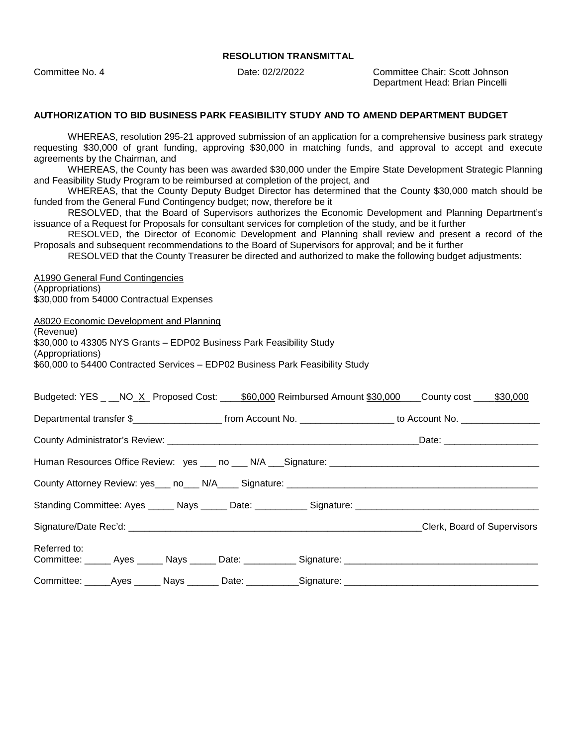**RESOLUTION TRANSMITTAL**

Committee No. 4

Date: 02/2/2022

Committee Chair: Scott Johnson
Department Head: Brian Pincelli

**AUTHORIZATION TO BID BUSINESS PARK FEASIBILITY STUDY AND TO AMEND DEPARTMENT BUDGET**

WHEREAS, resolution 295-21 approved submission of an application for a comprehensive business park strategy requesting $30,000 of grant funding, approving $30,000 in matching funds, and approval to accept and execute agreements by the Chairman, and

WHEREAS, the County has been was awarded $30,000 under the Empire State Development Strategic Planning and Feasibility Study Program to be reimbursed at completion of the project, and

WHEREAS, that the County Deputy Budget Director has determined that the County $30,000 match should be funded from the General Fund Contingency budget; now, therefore be it

RESOLVED, that the Board of Supervisors authorizes the Economic Development and Planning Department's issuance of a Request for Proposals for consultant services for completion of the study, and be it further

RESOLVED, the Director of Economic Development and Planning shall review and present a record of the Proposals and subsequent recommendations to the Board of Supervisors for approval; and be it further

RESOLVED that the County Treasurer be directed and authorized to make the following budget adjustments:

<u>A1990 General Fund Contingencies</u>
(Appropriations)
$30,000 from 54000 Contractual Expenses

<u>A8020 Economic Development and Planning</u>
(Revenue)
$30,000 to 43305 NYS Grants – EDP02 Business Park Feasibility Study
(Appropriations)
$60,000 to 54400 Contracted Services – EDP02 Business Park Feasibility Study

Budgeted: YES _ __NO_X_ Proposed Cost: ____$60,000 Reimbursed Amount $30,000____County cost ____$30,000

Departmental transfer $_________________ from Account No. _________________ to Account No. _______________

County Administrator's Review: ________________________________________________Date: _________________

Human Resources Office Review: yes ___ no ___ N/A ___Signature: ________________________________________

County Attorney Review: yes___ no___ N/A____ Signature: _______________________________________________

Standing Committee: Ayes _____ Nays _____ Date: __________ Signature: __________________________________

Signature/Date Rec'd: ________________________________________________________Clerk, Board of Supervisors

Referred to:
Committee: _____ Ayes _____ Nays _____ Date: __________ Signature: ___________________________________

Committee: _____Ayes _____ Nays ______ Date: __________Signature: ___________________________________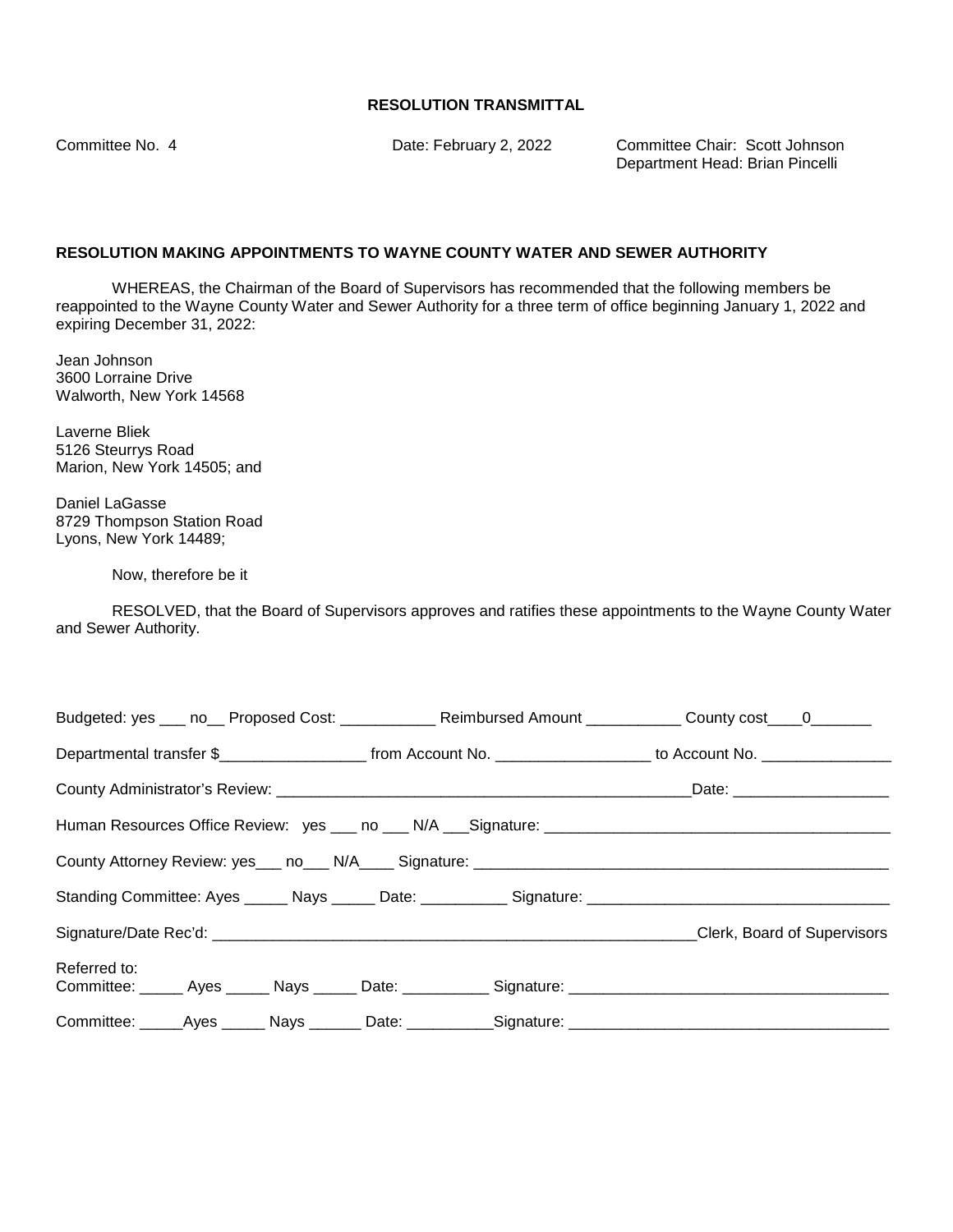**RESOLUTION TRANSMITTAL**

Committee No. 4

Date: February 2, 2022

Committee Chair: Scott Johnson
Department Head: Brian Pincelli

**RESOLUTION MAKING APPOINTMENTS TO WAYNE COUNTY WATER AND SEWER AUTHORITY**

WHEREAS, the Chairman of the Board of Supervisors has recommended that the following members be reappointed to the Wayne County Water and Sewer Authority for a three term of office beginning January 1, 2022 and expiring December 31, 2022:

Jean Johnson
3600 Lorraine Drive
Walworth, New York 14568

Laverne Bliek
5126 Steurrys Road
Marion, New York 14505; and

Daniel LaGasse
8729 Thompson Station Road
Lyons, New York 14489;

Now, therefore be it

RESOLVED, that the Board of Supervisors approves and ratifies these appointments to the Wayne County Water and Sewer Authority.

Budgeted: yes ___ no__ Proposed Cost: ___________ Reimbursed Amount ___________ County cost____0_______

Departmental transfer $_________________ from Account No. _________________ to Account No. _______________

County Administrator's Review: _________________________________________________Date: _________________

Human Resources Office Review: yes ___ no ___ N/A ___Signature: _______________________________________

County Attorney Review: yes___ no___ N/A____ Signature: _______________________________________________

Standing Committee: Ayes _____ Nays _____ Date: __________ Signature: __________________________________

Signature/Date Rec'd: ________________________________________________________Clerk, Board of Supervisors

Referred to:
Committee: _____ Ayes _____ Nays _____ Date: __________ Signature: ____________________________________

Committee: _____Ayes _____ Nays ______ Date: __________Signature: ____________________________________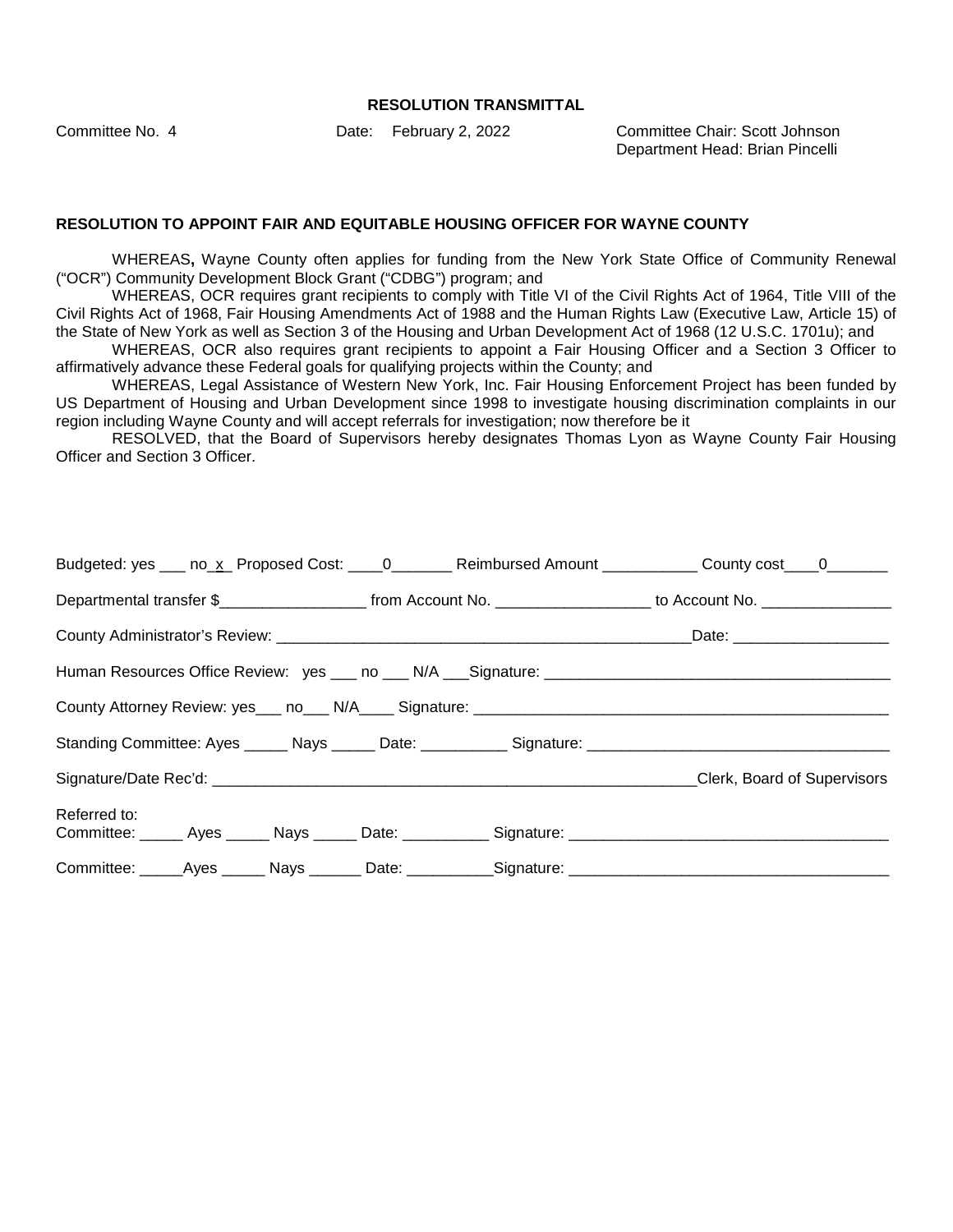**RESOLUTION TRANSMITTAL**

Committee No. 4 Date: February 2, 2022 Committee Chair: Scott Johnson
Department Head: Brian Pincelli

**RESOLUTION TO APPOINT FAIR AND EQUITABLE HOUSING OFFICER FOR WAYNE COUNTY**

WHEREAS**,** Wayne County often applies for funding from the New York State Office of Community Renewal ("OCR") Community Development Block Grant ("CDBG") program; and

WHEREAS, OCR requires grant recipients to comply with Title VI of the Civil Rights Act of 1964, Title VIII of the Civil Rights Act of 1968, Fair Housing Amendments Act of 1988 and the Human Rights Law (Executive Law, Article 15) of the State of New York as well as Section 3 of the Housing and Urban Development Act of 1968 (12 U.S.C. 1701u); and

WHEREAS, OCR also requires grant recipients to appoint a Fair Housing Officer and a Section 3 Officer to affirmatively advance these Federal goals for qualifying projects within the County; and

WHEREAS, Legal Assistance of Western New York, Inc. Fair Housing Enforcement Project has been funded by US Department of Housing and Urban Development since 1998 to investigate housing discrimination complaints in our region including Wayne County and will accept referrals for investigation; now therefore be it

RESOLVED, that the Board of Supervisors hereby designates Thomas Lyon as Wayne County Fair Housing Officer and Section 3 Officer.

Budgeted: yes ___ no_x_ Proposed Cost: ____0_______ Reimbursed Amount ___________ County cost____0_______

Departmental transfer $_________________ from Account No. _________________ to Account No. _______________

County Administrator's Review: __________________________________________________Date: __________________

Human Resources Office Review: yes ___ no ___ N/A ___Signature: ________________________________________

County Attorney Review: yes___ no___ N/A____ Signature: ______________________________________________

Standing Committee: Ayes _____ Nays _____ Date: __________ Signature: __________________________________

Signature/Date Rec'd: __________________________________________________________Clerk, Board of Supervisors

Referred to:
Committee: _____ Ayes _____ Nays _____ Date: __________ Signature: ____________________________________

Committee: _____Ayes _____ Nays ______ Date: __________Signature: ____________________________________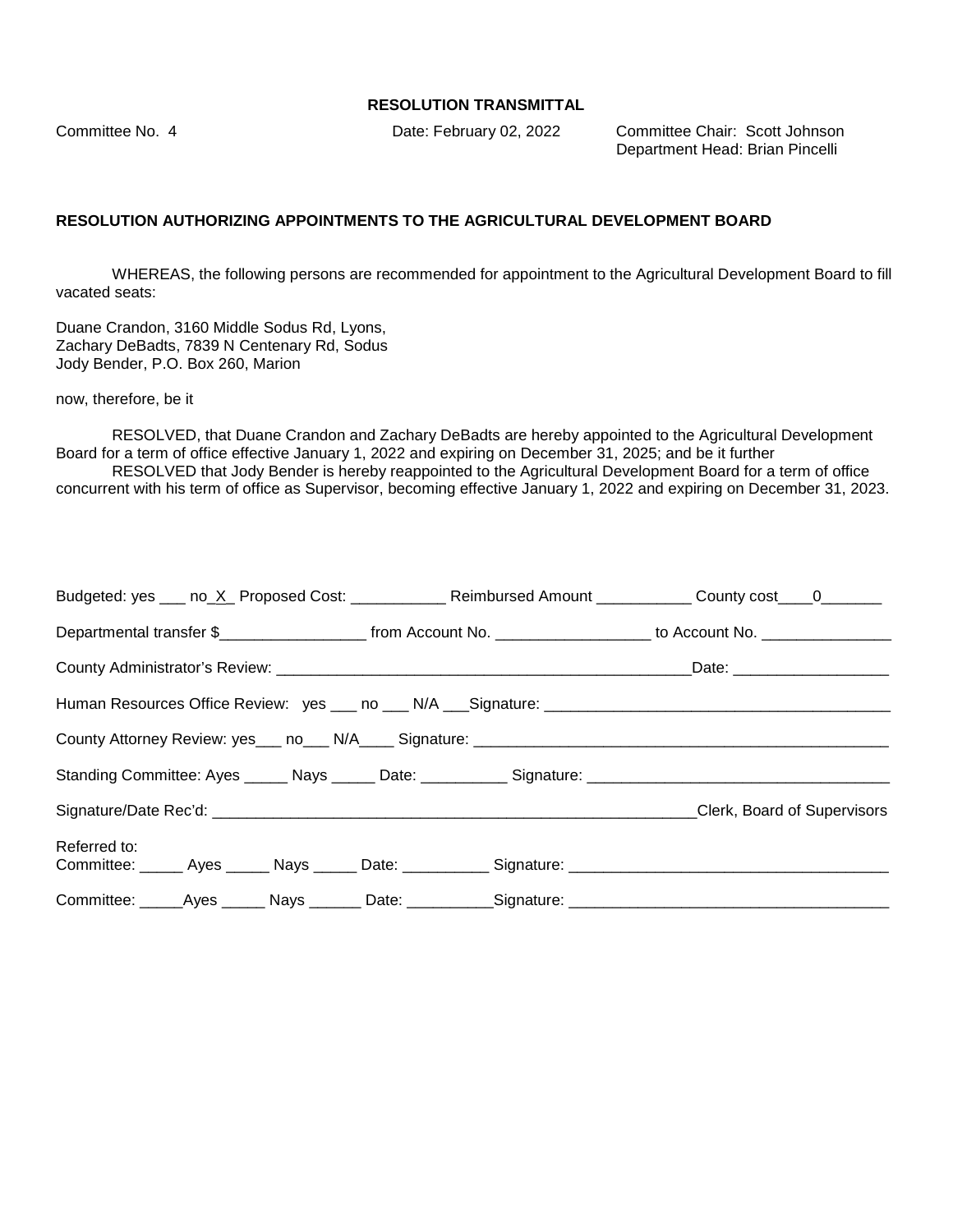**RESOLUTION TRANSMITTAL**

Committee No. 4

Date: February 02, 2022

Committee Chair: Scott Johnson
Department Head: Brian Pincelli

**RESOLUTION AUTHORIZING APPOINTMENTS TO THE AGRICULTURAL DEVELOPMENT BOARD**

WHEREAS, the following persons are recommended for appointment to the Agricultural Development Board to fill vacated seats:

Duane Crandon, 3160 Middle Sodus Rd, Lyons,
Zachary DeBadts, 7839 N Centenary Rd, Sodus
Jody Bender, P.O. Box 260, Marion

now, therefore, be it

RESOLVED, that Duane Crandon and Zachary DeBadts are hereby appointed to the Agricultural Development Board for a term of office effective January 1, 2022 and expiring on December 31, 2025; and be it further

RESOLVED that Jody Bender is hereby reappointed to the Agricultural Development Board for a term of office concurrent with his term of office as Supervisor, becoming effective January 1, 2022 and expiring on December 31, 2023.

Budgeted: yes ___ no_X_ Proposed Cost: ___________ Reimbursed Amount ___________ County cost____0_______

Departmental transfer $_________________ from Account No. __________________ to Account No. _______________

County Administrator's Review: __________________________________________________Date: __________________

Human Resources Office Review: yes ___ no ___ N/A ___Signature: ________________________________________

County Attorney Review: yes___ no___ N/A____ Signature: _________________________________________________

Standing Committee: Ayes _____ Nays _____ Date: __________ Signature: ___________________________________

Signature/Date Rec'd: __________________________________________________________Clerk, Board of Supervisors

Referred to:
Committee: _____ Ayes _____ Nays _____ Date: __________ Signature: ____________________________________

Committee: _____Ayes _____ Nays ______ Date: __________Signature: ____________________________________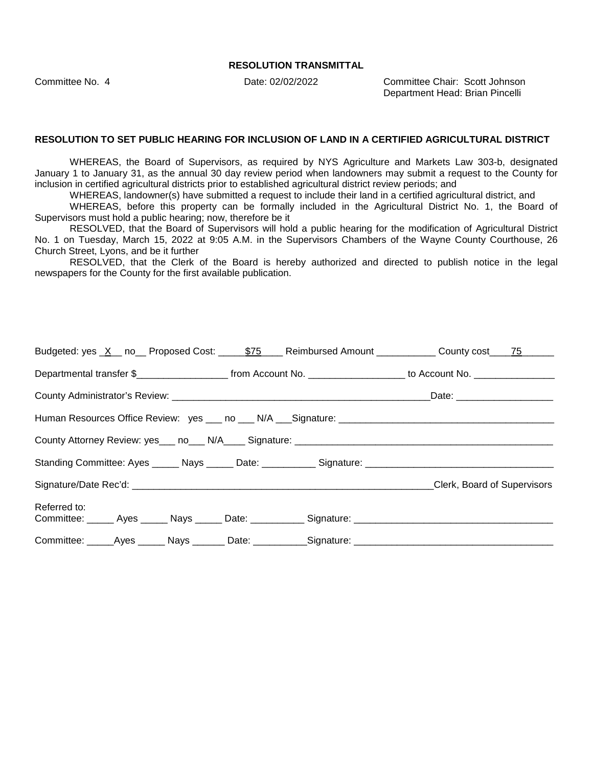**RESOLUTION TRANSMITTAL**

Committee No. 4 | Date: 02/02/2022 | Committee Chair: Scott Johnson
Department Head: Brian Pincelli

**RESOLUTION TO SET PUBLIC HEARING FOR INCLUSION OF LAND IN A CERTIFIED AGRICULTURAL DISTRICT**

WHEREAS, the Board of Supervisors, as required by NYS Agriculture and Markets Law 303-b, designated January 1 to January 31, as the annual 30 day review period when landowners may submit a request to the County for inclusion in certified agricultural districts prior to established agricultural district review periods; and

WHEREAS, landowner(s) have submitted a request to include their land in a certified agricultural district, and

WHEREAS, before this property can be formally included in the Agricultural District No. 1, the Board of Supervisors must hold a public hearing; now, therefore be it

RESOLVED, that the Board of Supervisors will hold a public hearing for the modification of Agricultural District No. 1 on Tuesday, March 15, 2022 at 9:05 A.M. in the Supervisors Chambers of the Wayne County Courthouse, 26 Church Street, Lyons, and be it further

RESOLVED, that the Clerk of the Board is hereby authorized and directed to publish notice in the legal newspapers for the County for the first available publication.

Budgeted: yes _X__ no__ Proposed Cost: _____$75____ Reimbursed Amount ___________ County cost____75______

Departmental transfer $_________________ from Account No. _________________ to Account No. _______________

County Administrator's Review: _________________________________________________Date: __________________

Human Resources Office Review: yes ___ no ___ N/A ___Signature: ________________________________________

County Attorney Review: yes___ no___ N/A____ Signature: _________________________________________________

Standing Committee: Ayes _____ Nays _____ Date: __________ Signature: ___________________________________

Signature/Date Rec'd: _________________________________________________________Clerk, Board of Supervisors

Referred to:
Committee: _____ Ayes _____ Nays _____ Date: __________ Signature: ____________________________________

Committee: _____Ayes _____ Nays ______ Date: __________Signature: ____________________________________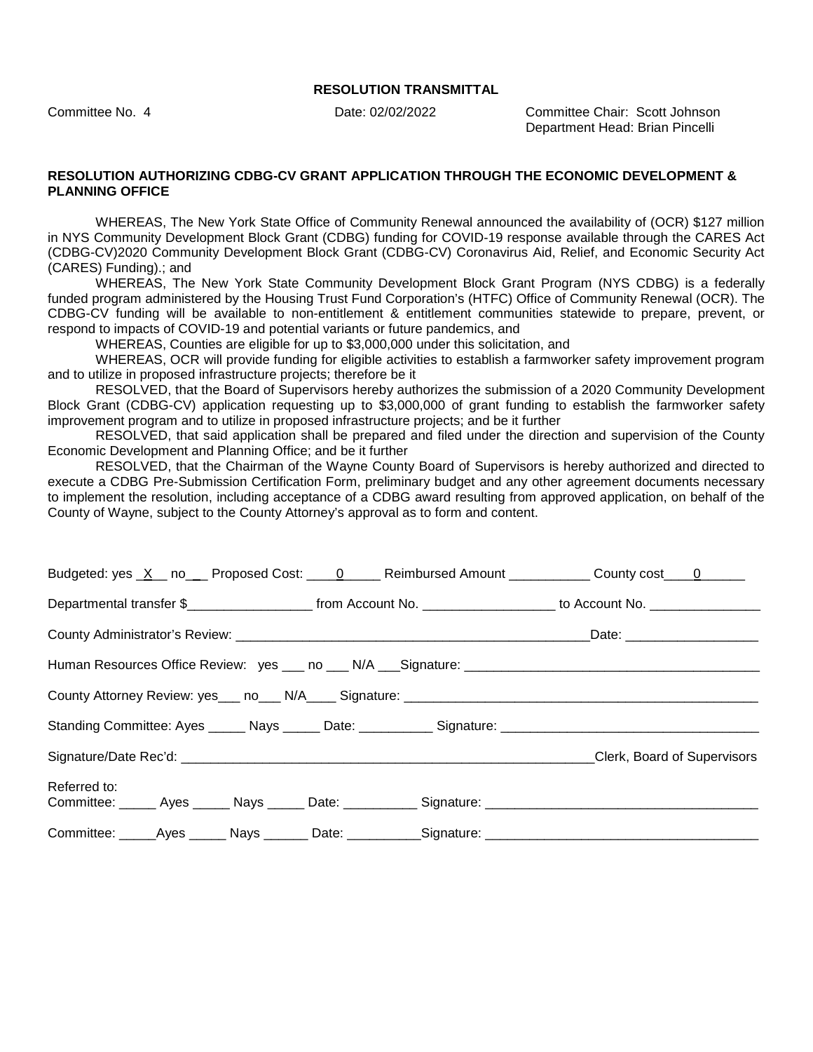**RESOLUTION TRANSMITTAL**

Committee No. 4 Date: 02/02/2022 Committee Chair: Scott Johnson
Department Head: Brian Pincelli

**RESOLUTION AUTHORIZING CDBG-CV GRANT APPLICATION THROUGH THE ECONOMIC DEVELOPMENT & PLANNING OFFICE**

WHEREAS, The New York State Office of Community Renewal announced the availability of (OCR) $127 million in NYS Community Development Block Grant (CDBG) funding for COVID-19 response available through the CARES Act (CDBG-CV)2020 Community Development Block Grant (CDBG-CV) Coronavirus Aid, Relief, and Economic Security Act (CARES) Funding).; and

WHEREAS, The New York State Community Development Block Grant Program (NYS CDBG) is a federally funded program administered by the Housing Trust Fund Corporation's (HTFC) Office of Community Renewal (OCR). The CDBG-CV funding will be available to non-entitlement & entitlement communities statewide to prepare, prevent, or respond to impacts of COVID-19 and potential variants or future pandemics, and

WHEREAS, Counties are eligible for up to $3,000,000 under this solicitation, and

WHEREAS, OCR will provide funding for eligible activities to establish a farmworker safety improvement program and to utilize in proposed infrastructure projects; therefore be it

RESOLVED, that the Board of Supervisors hereby authorizes the submission of a 2020 Community Development Block Grant (CDBG-CV) application requesting up to $3,000,000 of grant funding to establish the farmworker safety improvement program and to utilize in proposed infrastructure projects; and be it further

RESOLVED, that said application shall be prepared and filed under the direction and supervision of the County Economic Development and Planning Office; and be it further

RESOLVED, that the Chairman of the Wayne County Board of Supervisors is hereby authorized and directed to execute a CDBG Pre-Submission Certification Form, preliminary budget and any other agreement documents necessary to implement the resolution, including acceptance of a CDBG award resulting from approved application, on behalf of the County of Wayne, subject to the County Attorney's approval as to form and content.

Budgeted: yes \_X\_\_ no\_\_\_ Proposed Cost: \_\_\_\_0\_\_\_\_\_ Reimbursed Amount \_\_\_\_\_\_\_\_\_\_\_ County cost\_\_\_\_0\_\_\_\_\_\_

Departmental transfer $\_\_\_\_\_\_\_\_\_\_\_\_\_\_\_\_\_ from Account No. \_\_\_\_\_\_\_\_\_\_\_\_\_\_\_\_\_\_ to Account No. \_\_\_\_\_\_\_\_\_\_\_\_\_\_\_

County Administrator's Review: \_\_\_\_\_\_\_\_\_\_\_\_\_\_\_\_\_\_\_\_\_\_\_\_\_\_\_\_\_\_\_\_\_\_\_\_\_\_\_\_\_\_\_\_\_\_\_\_Date: \_\_\_\_\_\_\_\_\_\_\_\_\_\_\_\_\_\_

Human Resources Office Review: yes \_\_\_ no \_\_\_ N/A \_\_\_Signature: \_\_\_\_\_\_\_\_\_\_\_\_\_\_\_\_\_\_\_\_\_\_\_\_\_\_\_\_\_\_\_\_\_\_\_\_\_\_\_\_

County Attorney Review: yes\_\_\_ no\_\_\_ N/A\_\_\_\_ Signature: \_\_\_\_\_\_\_\_\_\_\_\_\_\_\_\_\_\_\_\_\_\_\_\_\_\_\_\_\_\_\_\_\_\_\_\_\_\_\_\_\_\_\_\_\_\_\_\_

Standing Committee: Ayes \_\_\_\_\_ Nays \_\_\_\_\_ Date: \_\_\_\_\_\_\_\_\_\_ Signature: \_\_\_\_\_\_\_\_\_\_\_\_\_\_\_\_\_\_\_\_\_\_\_\_\_\_\_\_\_\_\_\_\_\_\_

Signature/Date Rec'd: \_\_\_\_\_\_\_\_\_\_\_\_\_\_\_\_\_\_\_\_\_\_\_\_\_\_\_\_\_\_\_\_\_\_\_\_\_\_\_\_\_\_\_\_\_\_\_\_\_\_\_\_\_\_\_\_\_\_Clerk, Board of Supervisors

Referred to:
Committee: \_\_\_\_\_ Ayes \_\_\_\_\_ Nays \_\_\_\_\_ Date: \_\_\_\_\_\_\_\_\_\_ Signature: \_\_\_\_\_\_\_\_\_\_\_\_\_\_\_\_\_\_\_\_\_\_\_\_\_\_\_\_\_\_\_\_\_\_\_\_\_

Committee: \_\_\_\_\_Ayes \_\_\_\_\_ Nays \_\_\_\_\_\_ Date: \_\_\_\_\_\_\_\_\_\_Signature: \_\_\_\_\_\_\_\_\_\_\_\_\_\_\_\_\_\_\_\_\_\_\_\_\_\_\_\_\_\_\_\_\_\_\_\_\_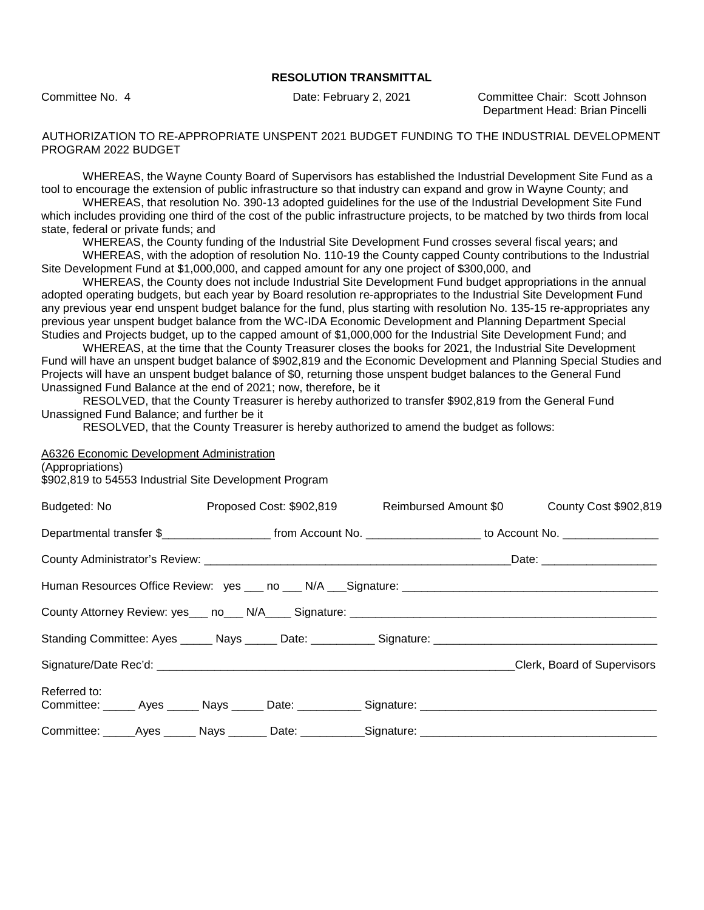**RESOLUTION TRANSMITTAL**

Committee No. 4 Date: February 2, 2021 Committee Chair: Scott Johnson
Department Head: Brian Pincelli

AUTHORIZATION TO RE-APPROPRIATE UNSPENT 2021 BUDGET FUNDING TO THE INDUSTRIAL DEVELOPMENT PROGRAM 2022 BUDGET

WHEREAS, the Wayne County Board of Supervisors has established the Industrial Development Site Fund as a tool to encourage the extension of public infrastructure so that industry can expand and grow in Wayne County; and

WHEREAS, that resolution No. 390-13 adopted guidelines for the use of the Industrial Development Site Fund which includes providing one third of the cost of the public infrastructure projects, to be matched by two thirds from local state, federal or private funds; and

WHEREAS, the County funding of the Industrial Site Development Fund crosses several fiscal years; and

WHEREAS, with the adoption of resolution No. 110-19 the County capped County contributions to the Industrial Site Development Fund at $1,000,000, and capped amount for any one project of $300,000, and

WHEREAS, the County does not include Industrial Site Development Fund budget appropriations in the annual adopted operating budgets, but each year by Board resolution re-appropriates to the Industrial Site Development Fund any previous year end unspent budget balance for the fund, plus starting with resolution No. 135-15 re-appropriates any previous year unspent budget balance from the WC-IDA Economic Development and Planning Department Special Studies and Projects budget, up to the capped amount of $1,000,000 for the Industrial Site Development Fund; and

WHEREAS, at the time that the County Treasurer closes the books for 2021, the Industrial Site Development Fund will have an unspent budget balance of $902,819 and the Economic Development and Planning Special Studies and Projects will have an unspent budget balance of $0, returning those unspent budget balances to the General Fund Unassigned Fund Balance at the end of 2021; now, therefore, be it

RESOLVED, that the County Treasurer is hereby authorized to transfer $902,819 from the General Fund Unassigned Fund Balance; and further be it

RESOLVED, that the County Treasurer is hereby authorized to amend the budget as follows:

A6326 Economic Development Administration
(Appropriations)
$902,819 to 54553 Industrial Site Development Program

Budgeted: No Proposed Cost: $902,819 Reimbursed Amount $0 County Cost $902,819

Departmental transfer $_________________ from Account No. __________________ to Account No. _______________

County Administrator's Review: _________________________________________________Date: __________________

Human Resources Office Review: yes ___ no ___ N/A ___Signature: _______________________________________

County Attorney Review: yes___ no___ N/A____ Signature: ______________________________________________

Standing Committee: Ayes _____ Nays _____ Date: __________ Signature: __________________________________

Signature/Date Rec'd: ________________________________________________________Clerk, Board of Supervisors

Referred to:
Committee: _____ Ayes _____ Nays _____ Date: __________ Signature: ____________________________________

Committee: _____Ayes _____ Nays ______ Date: __________Signature: ____________________________________